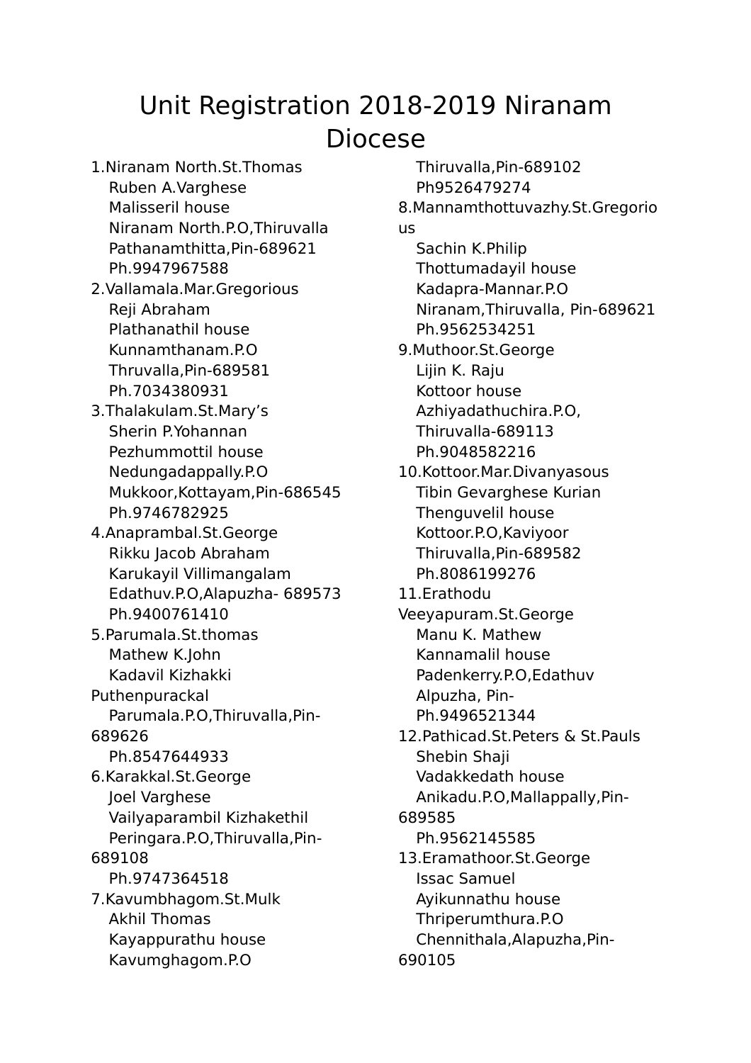# Unit Registration 2018-2019 Niranam Diocese

1.Niranam North.St.Thomas
Ruben A.Varghese
Malisseril house
Niranam North.P.O,Thiruvalla
Pathanamthitta,Pin-689621
Ph.9947967588

2.Vallamala.Mar.Gregorious
Reji Abraham
Plathanathil house
Kunnamthanam.P.O
Thruvalla,Pin-689581
Ph.7034380931

3.Thalakulam.St.Mary's
Sherin P.Yohannan
Pezhummottil house
Nedungadappally.P.O
Mukkoor,Kottayam,Pin-686545
Ph.9746782925

4.Anaprambal.St.George
Rikku Jacob Abraham
Karukayil Villimangalam
Edathuv.P.O,Alapuzha- 689573
Ph.9400761410

5.Parumala.St.thomas
Mathew K.John
Kadavil Kizhakki Puthenpurackal
Parumala.P.O,Thiruvalla,Pin-689626
Ph.8547644933

6.Karakkal.St.George
Joel Varghese
Vailyaparambil Kizhakethil
Peringara.P.O,Thiruvalla,Pin-689108
Ph.9747364518

7.Kavumbhagom.St.Mulk
Akhil Thomas
Kayappurathu house
Kavumghagom.P.O
Thiruvalla,Pin-689102
Ph9526479274

8.Mannamthottuvazhy.St.Gregorious
Sachin K.Philip
Thottumadayil house
Kadapra-Mannar.P.O
Niranam,Thiruvalla, Pin-689621
Ph.9562534251

9.Muthoor.St.George
Lijin K. Raju
Kottoor house
Azhiyadathuchira.P.O,
Thiruvalla-689113
Ph.9048582216

10.Kottoor.Mar.Divanyasous
Tibin Gevarghese Kurian
Thenguvelil house
Kottoor.P.O,Kaviyoor
Thiruvalla,Pin-689582
Ph.8086199276

11.Erathodu Veeyapuram.St.George
Manu K. Mathew
Kannamalil house
Padenkerry.P.O,Edathuv
Alpuzha, Pin-
Ph.9496521344

12.Pathicad.St.Peters & St.Pauls
Shebin Shaji
Vadakkedath house
Anikadu.P.O,Mallappally,Pin-689585
Ph.9562145585

13.Eramathoor.St.George
Issac Samuel
Ayikunnathu house
Thriperumthura.P.O
Chennithala,Alapuzha,Pin-690105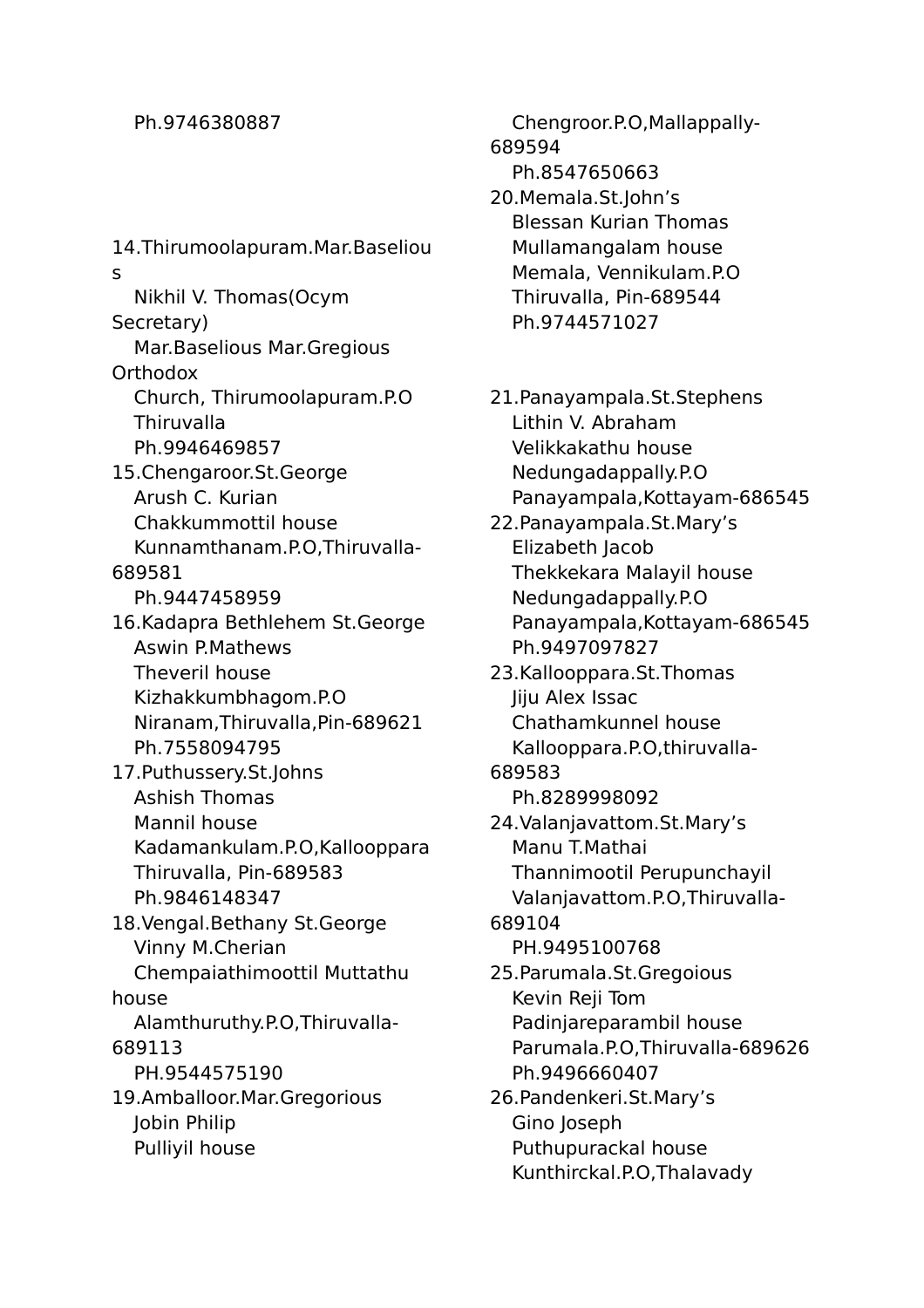Ph.9746380887

14.Thirumoolapuram.Mar.Baselious
Nikhil V. Thomas(Ocym Secretary)
Mar.Baselious Mar.Gregious Orthodox
Church, Thirumoolapuram.P.O
Thiruvalla
Ph.9946469857

15.Chengaroor.St.George
Arush C. Kurian
Chakkummottil house
Kunnamthanam.P.O,Thiruvalla-689581
Ph.9447458959

16.Kadapra Bethlehem St.George
Aswin P.Mathews
Theveril house
Kizhakkumbhagom.P.O
Niranam,Thiruvalla,Pin-689621
Ph.7558094795

17.Puthussery.St.Johns
Ashish Thomas
Mannil house
Kadamankulam.P.O,Kallooppara
Thiruvalla, Pin-689583
Ph.9846148347

18.Vengal.Bethany St.George
Vinny M.Cherian
Chempaiathimoottil Muttathu house
Alamthuruthy.P.O,Thiruvalla-689113
PH.9544575190

19.Amballoor.Mar.Gregorious
Jobin Philip
Pulliyil house
Chengroor.P.O,Mallappally-689594
Ph.8547650663

20.Memala.St.John's
Blessan Kurian Thomas
Mullamangalam house
Memala, Vennikulam.P.O
Thiruvalla, Pin-689544
Ph.9744571027

21.Panayampala.St.Stephens
Lithin V. Abraham
Velikkakathu house
Nedungadappally.P.O
Panayampala,Kottayam-686545

22.Panayampala.St.Mary's
Elizabeth Jacob
Thekkekara Malayil house
Nedungadappally.P.O
Panayampala,Kottayam-686545
Ph.9497097827

23.Kallooppara.St.Thomas
Jiju Alex Issac
Chathamkunnel house
Kallooppara.P.O,thiruvalla-689583
Ph.8289998092

24.Valanjavattom.St.Mary's
Manu T.Mathai
Thannimootil Perupunchayil
Valanjavattom.P.O,Thiruvalla-689104
PH.9495100768

25.Parumala.St.Gregoious
Kevin Reji Tom
Padinjareparambil house
Parumala.P.O,Thiruvalla-689626
Ph.9496660407

26.Pandenkeri.St.Mary's
Gino Joseph
Puthupurackal house
Kunthirckal.P.O,Thalavady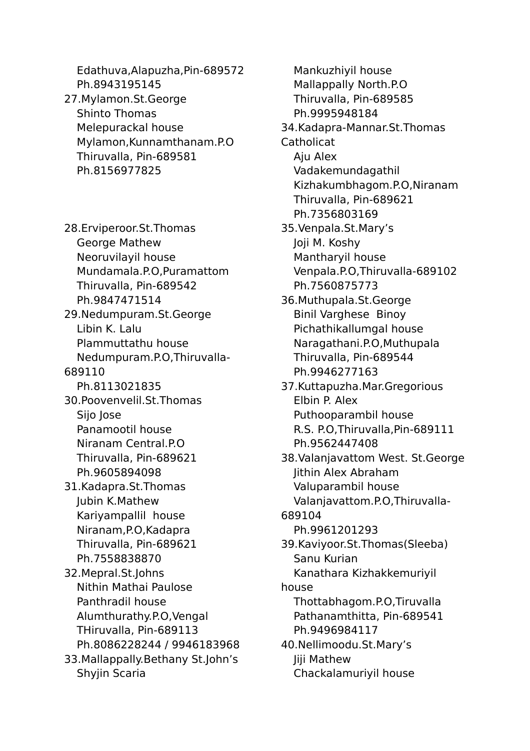Edathuva,Alapuzha,Pin-689572
Ph.8943195145

27.Mylamon.St.George
Shinto Thomas
Melepurackal house
Mylamon,Kunnamthanam.P.O
Thiruvalla, Pin-689581
Ph.8156977825

28.Erviperoor.St.Thomas
George Mathew
Neoruvilayil house
Mundamala.P.O,Puramattom
Thiruvalla, Pin-689542
Ph.9847471514

29.Nedumpuram.St.George
Libin K. Lalu
Plammuttathu house
Nedumpuram.P.O,Thiruvalla-689110
Ph.8113021835

30.Poovenvelil.St.Thomas
Sijo Jose
Panamootil house
Niranam Central.P.O
Thiruvalla, Pin-689621
Ph.9605894098

31.Kadapra.St.Thomas
Jubin K.Mathew
Kariyampallil house
Niranam,P.O,Kadapra
Thiruvalla, Pin-689621
Ph.7558838870

32.Mepral.St.Johns
Nithin Mathai Paulose
Panthradil house
Alumthurathy.P.O,Vengal
THiruvalla, Pin-689113
Ph.8086228244 / 9946183968

33.Mallappally.Bethany St.John's
Shyjin Scaria
Mankuzhiyil house
Mallappally North.P.O
Thiruvalla, Pin-689585
Ph.9995948184

34.Kadapra-Mannar.St.Thomas Catholicat
Aju Alex
Vadakemundagathil
Kizhakumbhagom.P.O,Niranam
Thiruvalla, Pin-689621
Ph.7356803169

35.Venpala.St.Mary's
Joji M. Koshy
Mantharyil house
Venpala.P.O,Thiruvalla-689102
Ph.7560875773

36.Muthupala.St.George
Binil Varghese Binoy
Pichathikallumgal house
Naragathani.P.O,Muthupala
Thiruvalla, Pin-689544
Ph.9946277163

37.Kuttapuzha.Mar.Gregorious
Elbin P. Alex
Puthooparambil house
R.S. P.O,Thiruvalla,Pin-689111
Ph.9562447408

38.Valanjavattom West. St.George
Jithin Alex Abraham
Valuparambil house
Valanjavattom.P.O,Thiruvalla-689104
Ph.9961201293

39.Kaviyoor.St.Thomas(Sleeba)
Sanu Kurian
Kanathara Kizhakkemuriyil house
Thottabhagom.P.O,Tiruvalla
Pathanamthitta, Pin-689541
Ph.9496984117

40.Nellimoodu.St.Mary's
Jiji Mathew
Chackalamuriyil house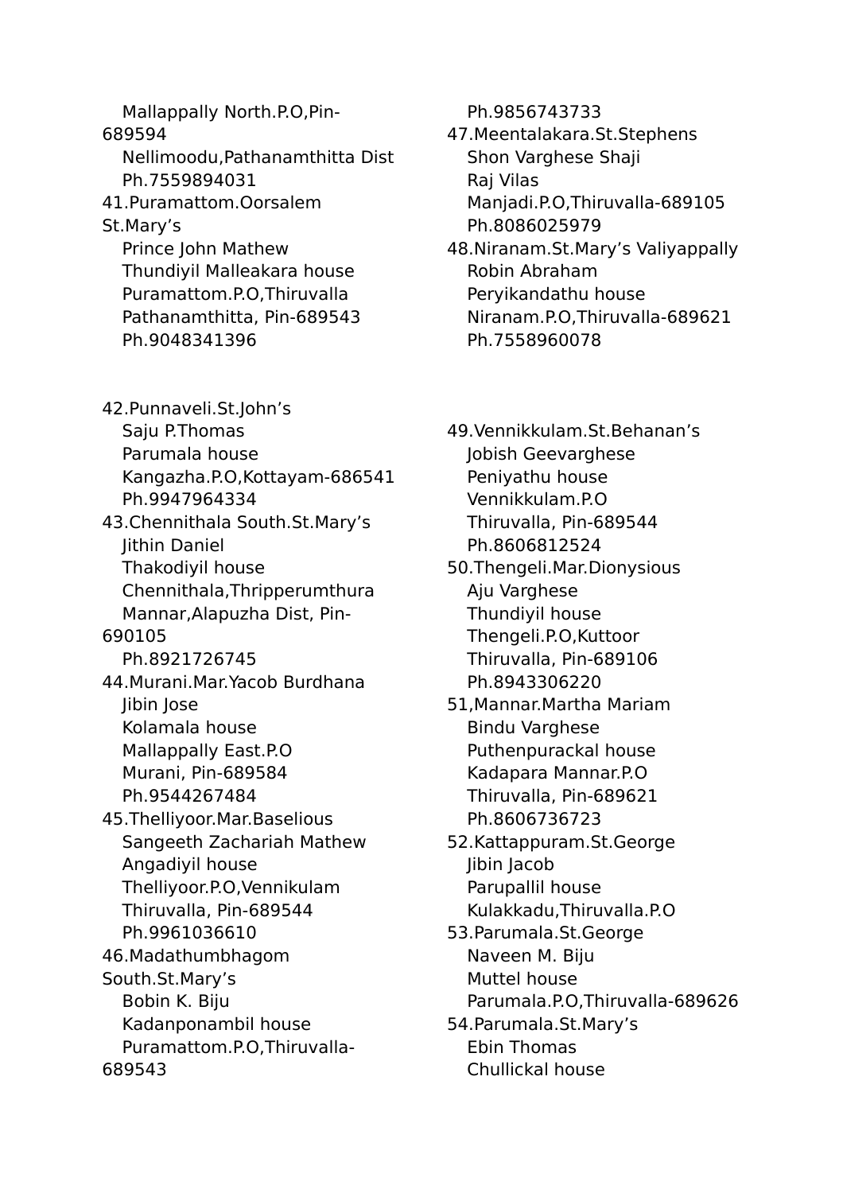Mallappally North.P.O,Pin-689594
Nellimoodu,Pathanamthitta Dist
Ph.7559894031

41.Puramattom.Oorsalem St.Mary’s
Prince John Mathew
Thundiyil Malleakara house
Puramattom.P.O,Thiruvalla
Pathanamthitta, Pin-689543
Ph.9048341396

42.Punnaveli.St.John’s
Saju P.Thomas
Parumala house
Kangazha.P.O,Kottayam-686541
Ph.9947964334

43.Chennithala South.St.Mary’s
Jithin Daniel
Thakodiyil house
Chennithala,Thripperumthura
Mannar,Alapuzha Dist, Pin-690105
Ph.8921726745

44.Murani.Mar.Yacob Burdhana
Jibin Jose
Kolamala house
Mallappally East.P.O
Murani, Pin-689584
Ph.9544267484

45.Thelliyoor.Mar.Baselious
Sangeeth Zachariah Mathew
Angadiyil house
Thelliyoor.P.O,Vennikulam
Thiruvalla, Pin-689544
Ph.9961036610

46.Madathumbhagom South.St.Mary’s
Bobin K. Biju
Kadanponambil house
Puramattom.P.O,Thiruvalla-689543
Ph.9856743733

47.Meentalakara.St.Stephens
Shon Varghese Shaji
Raj Vilas
Manjadi.P.O,Thiruvalla-689105
Ph.8086025979

48.Niranam.St.Mary’s Valiyappally
Robin Abraham
Peryikandathu house
Niranam.P.O,Thiruvalla-689621
Ph.7558960078

49.Vennikkulam.St.Behanan’s
Jobish Geevarghese
Peniyathu house
Vennikkulam.P.O
Thiruvalla, Pin-689544
Ph.8606812524

50.Thengeli.Mar.Dionysious
Aju Varghese
Thundiyil house
Thengeli.P.O,Kuttoor
Thiruvalla, Pin-689106
Ph.8943306220

51,Mannar.Martha Mariam
Bindu Varghese
Puthenpurackal house
Kadapara Mannar.P.O
Thiruvalla, Pin-689621
Ph.8606736723

52.Kattappuram.St.George
Jibin Jacob
Parupallil house
Kulakkadu,Thiruvalla.P.O

53.Parumala.St.George
Naveen M. Biju
Muttel house
Parumala.P.O,Thiruvalla-689626

54.Parumala.St.Mary’s
Ebin Thomas
Chullickal house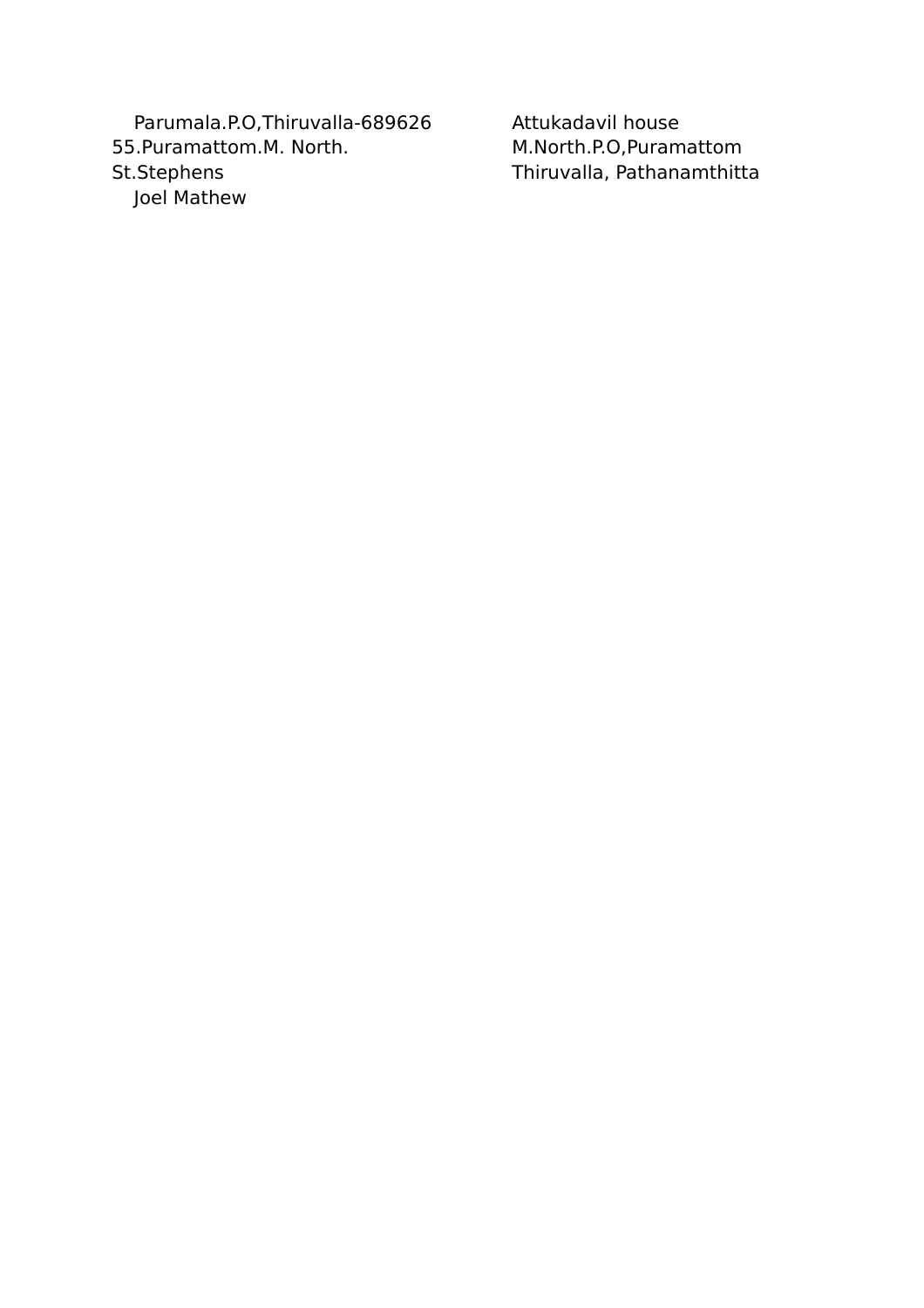Parumala.P.O,Thiruvalla-689626

55.Puramattom.M. North.

St.Stephens

Joel Mathew

Attukadavil house

M.North.P.O,Puramattom

Thiruvalla, Pathanamthitta